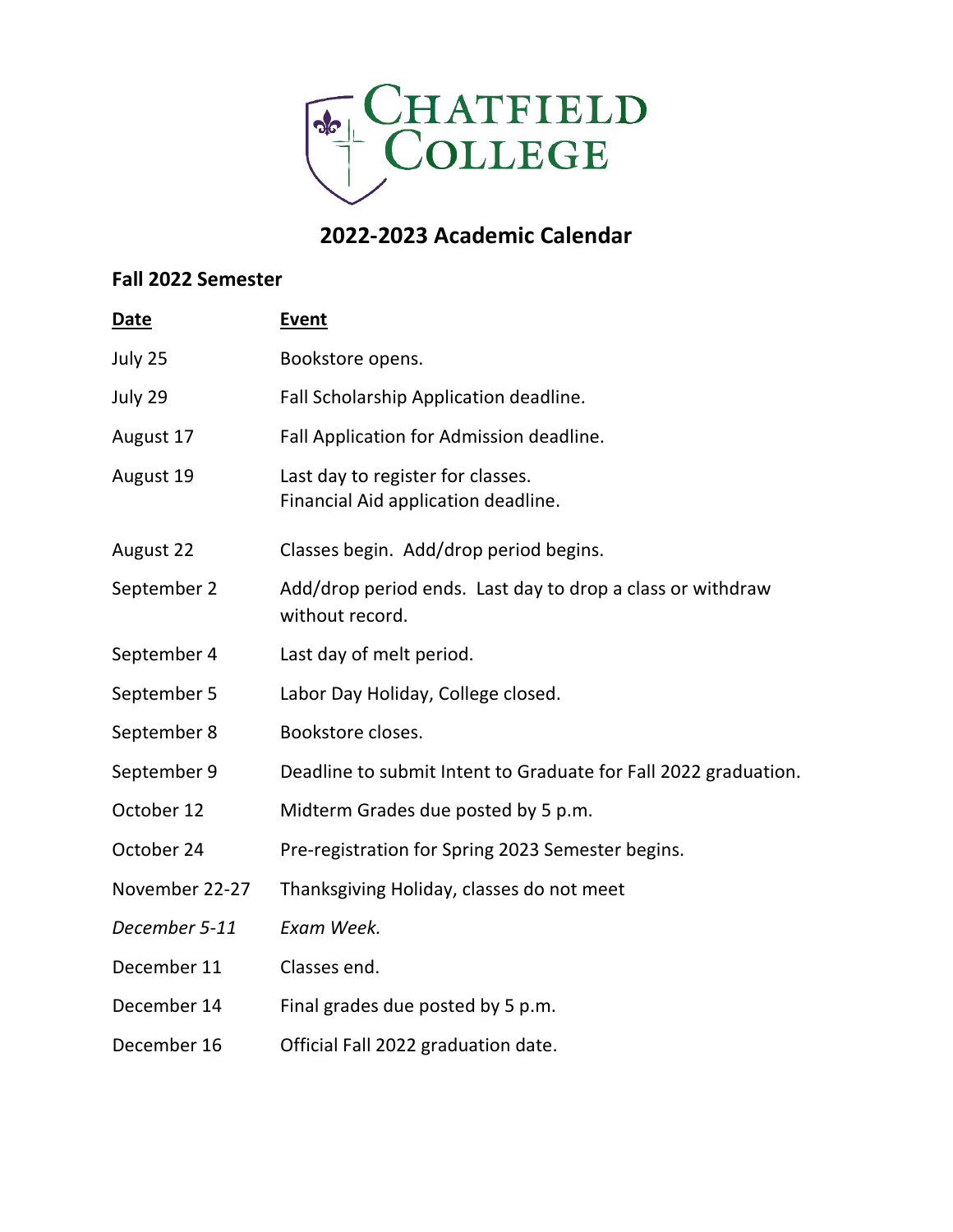# Chatfield College

## 2022-2023 Academic Calendar

### Fall 2022 Semester

| Date | Event |
| --- | --- |
| July 25 | Bookstore opens. |
| July 29 | Fall Scholarship Application deadline. |
| August 17 | Fall Application for Admission deadline. |
| August 19 | Last day to register for classes.<br>Financial Aid application deadline. |
| August 22 | Classes begin. Add/drop period begins. |
| September 2 | Add/drop period ends. Last day to drop a class or withdraw without record. |
| September 4 | Last day of melt period. |
| September 5 | Labor Day Holiday, College closed. |
| September 8 | Bookstore closes. |
| September 9 | Deadline to submit Intent to Graduate for Fall 2022 graduation. |
| October 12 | Midterm Grades due posted by 5 p.m. |
| October 24 | Pre-registration for Spring 2023 Semester begins. |
| November 22-27 | Thanksgiving Holiday, classes do not meet |
| *December 5-11* | *Exam Week.* |
| December 11 | Classes end. |
| December 14 | Final grades due posted by 5 p.m. |
| December 16 | Official Fall 2022 graduation date. |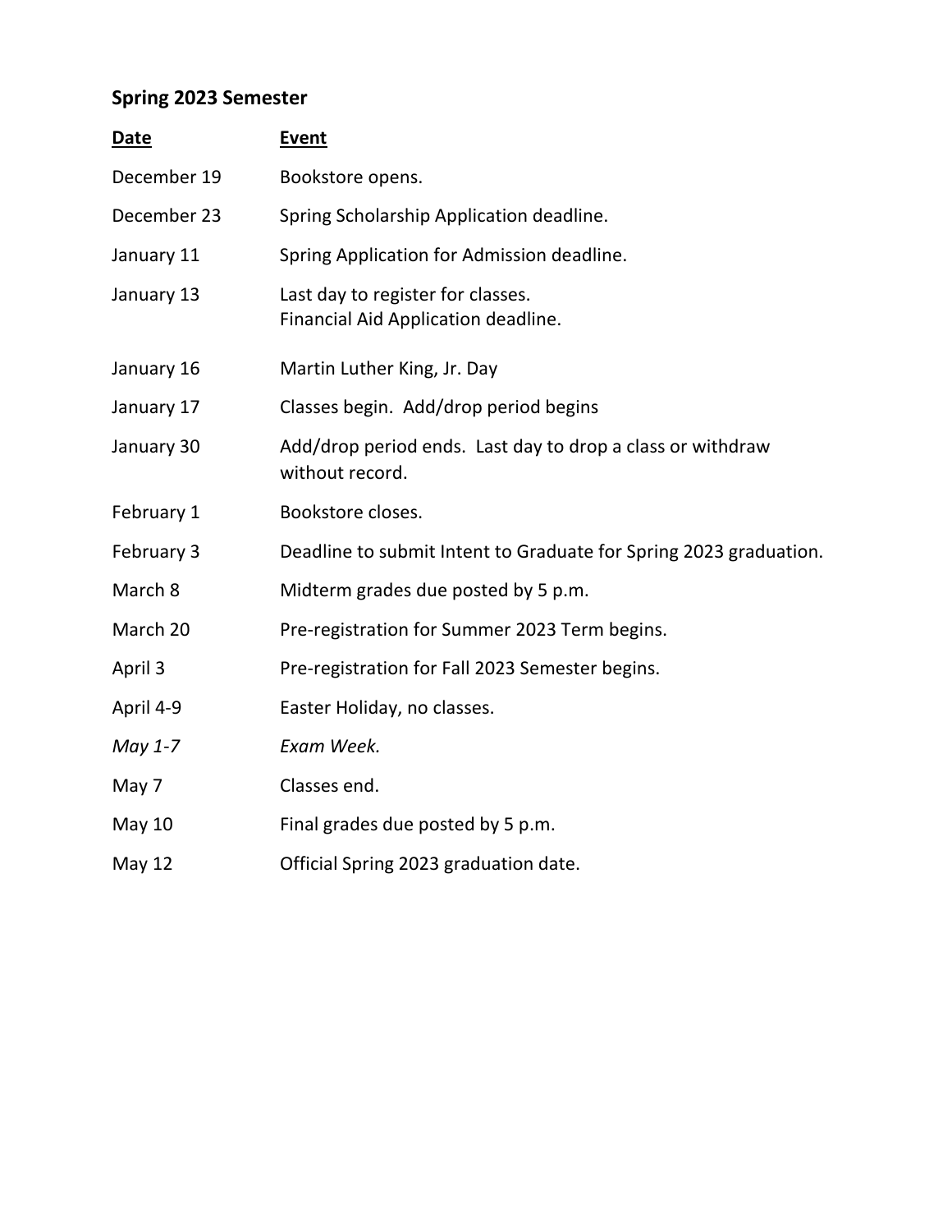**Spring 2023 Semester**

| Date | Event |
| --- | --- |
| December 19 | Bookstore opens. |
| December 23 | Spring Scholarship Application deadline. |
| January 11 | Spring Application for Admission deadline. |
| January 13 | Last day to register for classes.<br>Financial Aid Application deadline. |
| January 16 | Martin Luther King, Jr. Day |
| January 17 | Classes begin. Add/drop period begins |
| January 30 | Add/drop period ends. Last day to drop a class or withdraw without record. |
| February 1 | Bookstore closes. |
| February 3 | Deadline to submit Intent to Graduate for Spring 2023 graduation. |
| March 8 | Midterm grades due posted by 5 p.m. |
| March 20 | Pre-registration for Summer 2023 Term begins. |
| April 3 | Pre-registration for Fall 2023 Semester begins. |
| April 4-9 | Easter Holiday, no classes. |
| *May 1-7* | *Exam Week.* |
| May 7 | Classes end. |
| May 10 | Final grades due posted by 5 p.m. |
| May 12 | Official Spring 2023 graduation date. |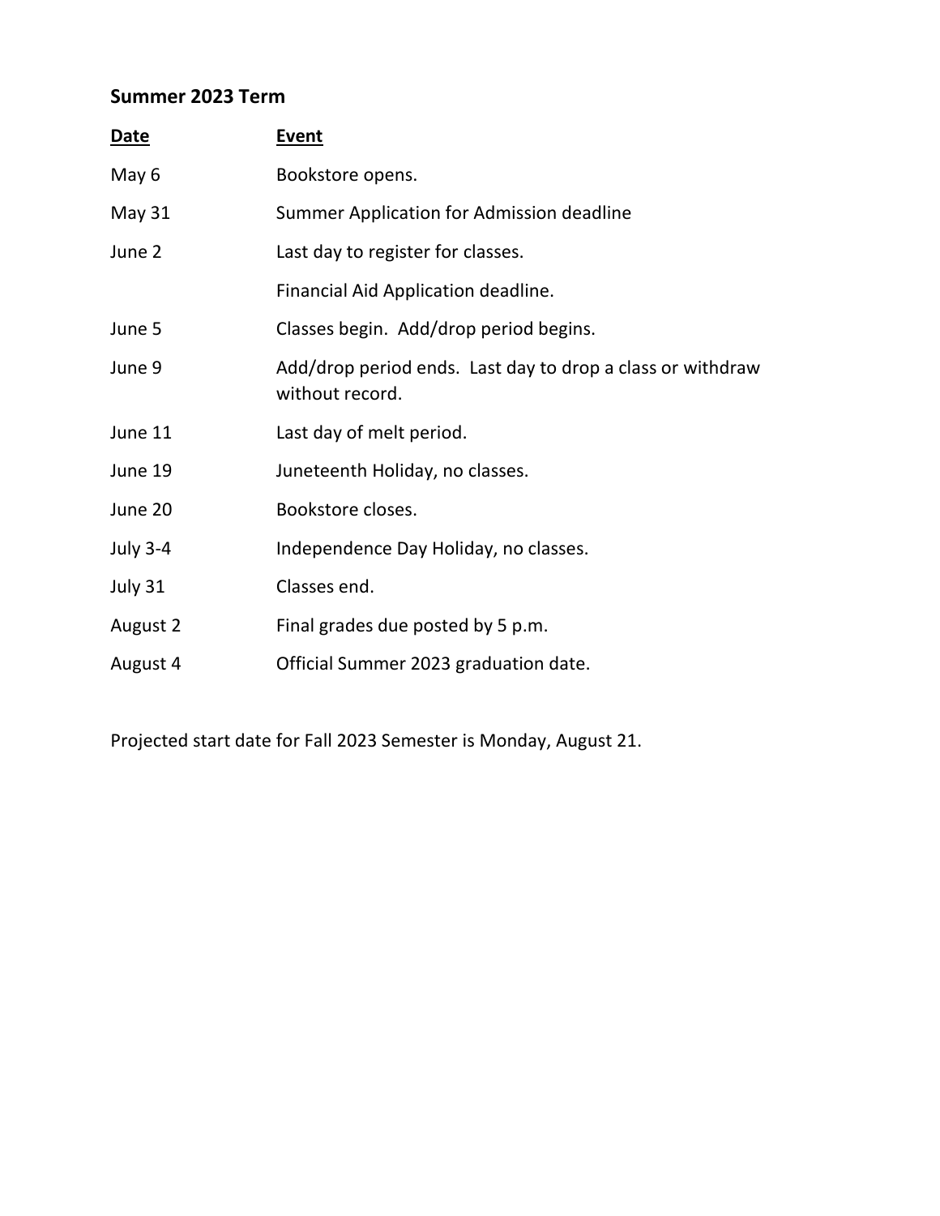**Summer 2023 Term**

| Date | Event |
|---|---|
| May 6 | Bookstore opens. |
| May 31 | Summer Application for Admission deadline |
| June 2 | Last day to register for classes. |
| | Financial Aid Application deadline. |
| June 5 | Classes begin. Add/drop period begins. |
| June 9 | Add/drop period ends. Last day to drop a class or withdraw without record. |
| June 11 | Last day of melt period. |
| June 19 | Juneteenth Holiday, no classes. |
| June 20 | Bookstore closes. |
| July 3-4 | Independence Day Holiday, no classes. |
| July 31 | Classes end. |
| August 2 | Final grades due posted by 5 p.m. |
| August 4 | Official Summer 2023 graduation date. |

Projected start date for Fall 2023 Semester is Monday, August 21.